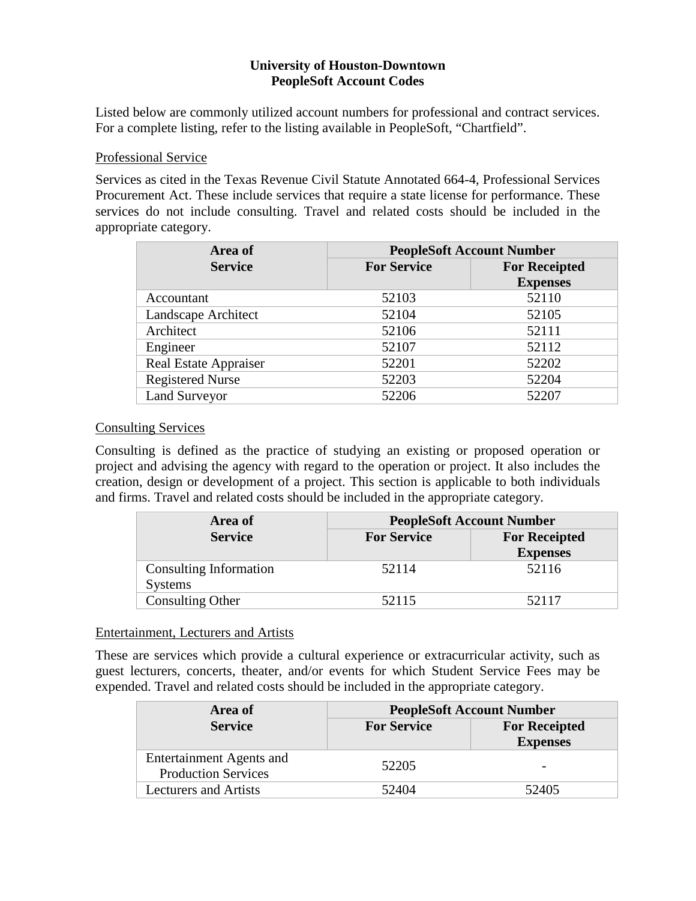**University of Houston-Downtown**
**PeopleSoft Account Codes**

Listed below are commonly utilized account numbers for professional and contract services. For a complete listing, refer to the listing available in PeopleSoft, "Chartfield".

<u>Professional Service</u>

Services as cited in the Texas Revenue Civil Statute Annotated 664-4, Professional Services Procurement Act. These include services that require a state license for performance. These services do not include consulting. Travel and related costs should be included in the appropriate category.

| Area of Service | PeopleSoft Account Number | |
|---|---|---|
| | For Service | For Receipted Expenses |
| Accountant | 52103 | 52110 |
| Landscape Architect | 52104 | 52105 |
| Architect | 52106 | 52111 |
| Engineer | 52107 | 52112 |
| Real Estate Appraiser | 52201 | 52202 |
| Registered Nurse | 52203 | 52204 |
| Land Surveyor | 52206 | 52207 |

<u>Consulting Services</u>

Consulting is defined as the practice of studying an existing or proposed operation or project and advising the agency with regard to the operation or project. It also includes the creation, design or development of a project. This section is applicable to both individuals and firms. Travel and related costs should be included in the appropriate category.

| Area of Service | PeopleSoft Account Number | |
|---|---|---|
| | For Service | For Receipted Expenses |
| Consulting Information Systems | 52114 | 52116 |
| Consulting Other | 52115 | 52117 |

<u>Entertainment, Lecturers and Artists</u>

These are services which provide a cultural experience or extracurricular activity, such as guest lecturers, concerts, theater, and/or events for which Student Service Fees may be expended. Travel and related costs should be included in the appropriate category.

| Area of Service | PeopleSoft Account Number | |
|---|---|---|
| | For Service | For Receipted Expenses |
| Entertainment Agents and Production Services | 52205 | - |
| Lecturers and Artists | 52404 | 52405 |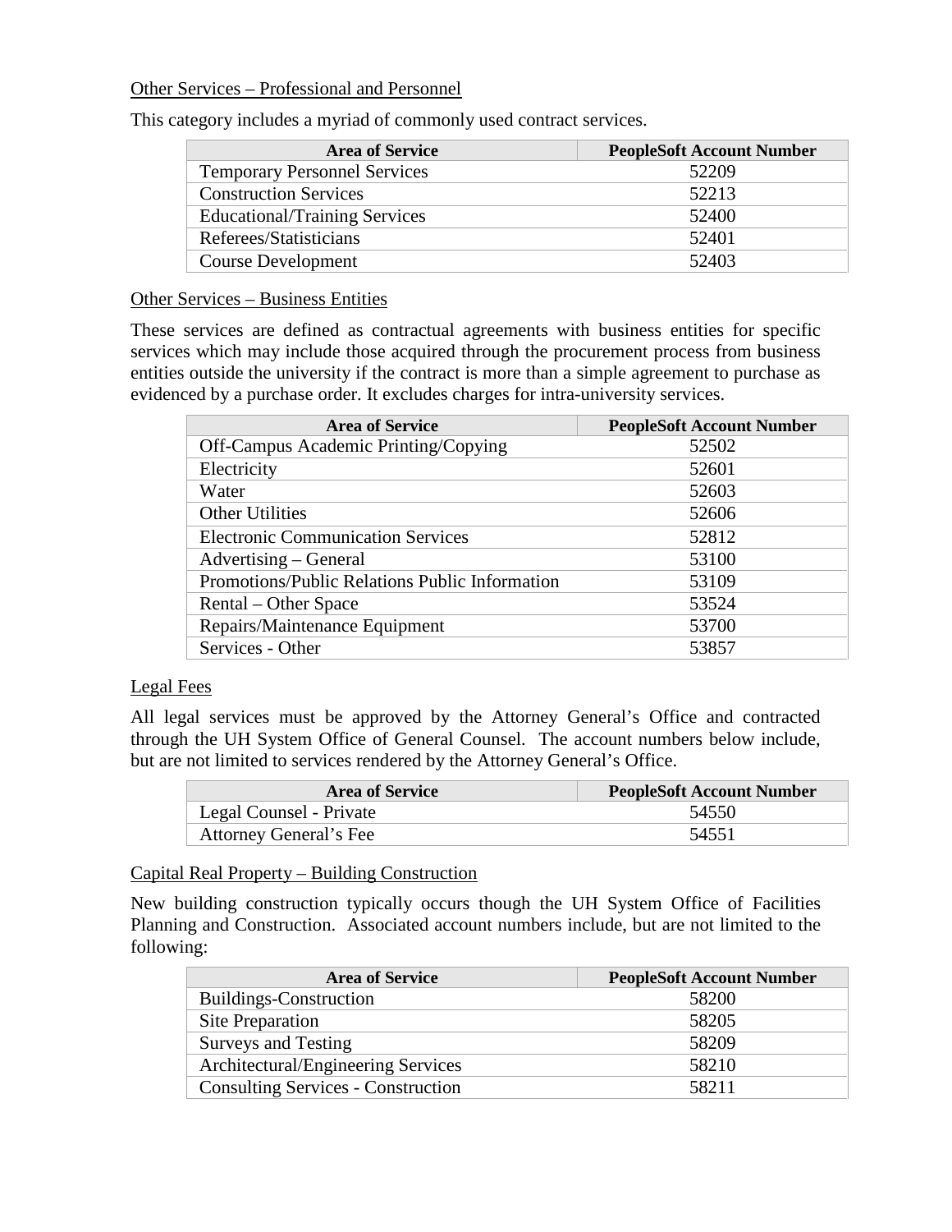Other Services – Professional and Personnel

This category includes a myriad of commonly used contract services.

| Area of Service | PeopleSoft Account Number |
|---|---|
| Temporary Personnel Services | 52209 |
| Construction Services | 52213 |
| Educational/Training Services | 52400 |
| Referees/Statisticians | 52401 |
| Course Development | 52403 |

Other Services – Business Entities

These services are defined as contractual agreements with business entities for specific services which may include those acquired through the procurement process from business entities outside the university if the contract is more than a simple agreement to purchase as evidenced by a purchase order. It excludes charges for intra-university services.

| Area of Service | PeopleSoft Account Number |
|---|---|
| Off-Campus Academic Printing/Copying | 52502 |
| Electricity | 52601 |
| Water | 52603 |
| Other Utilities | 52606 |
| Electronic Communication Services | 52812 |
| Advertising – General | 53100 |
| Promotions/Public Relations Public Information | 53109 |
| Rental – Other Space | 53524 |
| Repairs/Maintenance Equipment | 53700 |
| Services - Other | 53857 |

Legal Fees

All legal services must be approved by the Attorney General's Office and contracted through the UH System Office of General Counsel. The account numbers below include, but are not limited to services rendered by the Attorney General's Office.

| Area of Service | PeopleSoft Account Number |
|---|---|
| Legal Counsel - Private | 54550 |
| Attorney General's Fee | 54551 |

Capital Real Property – Building Construction

New building construction typically occurs though the UH System Office of Facilities Planning and Construction. Associated account numbers include, but are not limited to the following:

| Area of Service | PeopleSoft Account Number |
|---|---|
| Buildings-Construction | 58200 |
| Site Preparation | 58205 |
| Surveys and Testing | 58209 |
| Architectural/Engineering Services | 58210 |
| Consulting Services - Construction | 58211 |